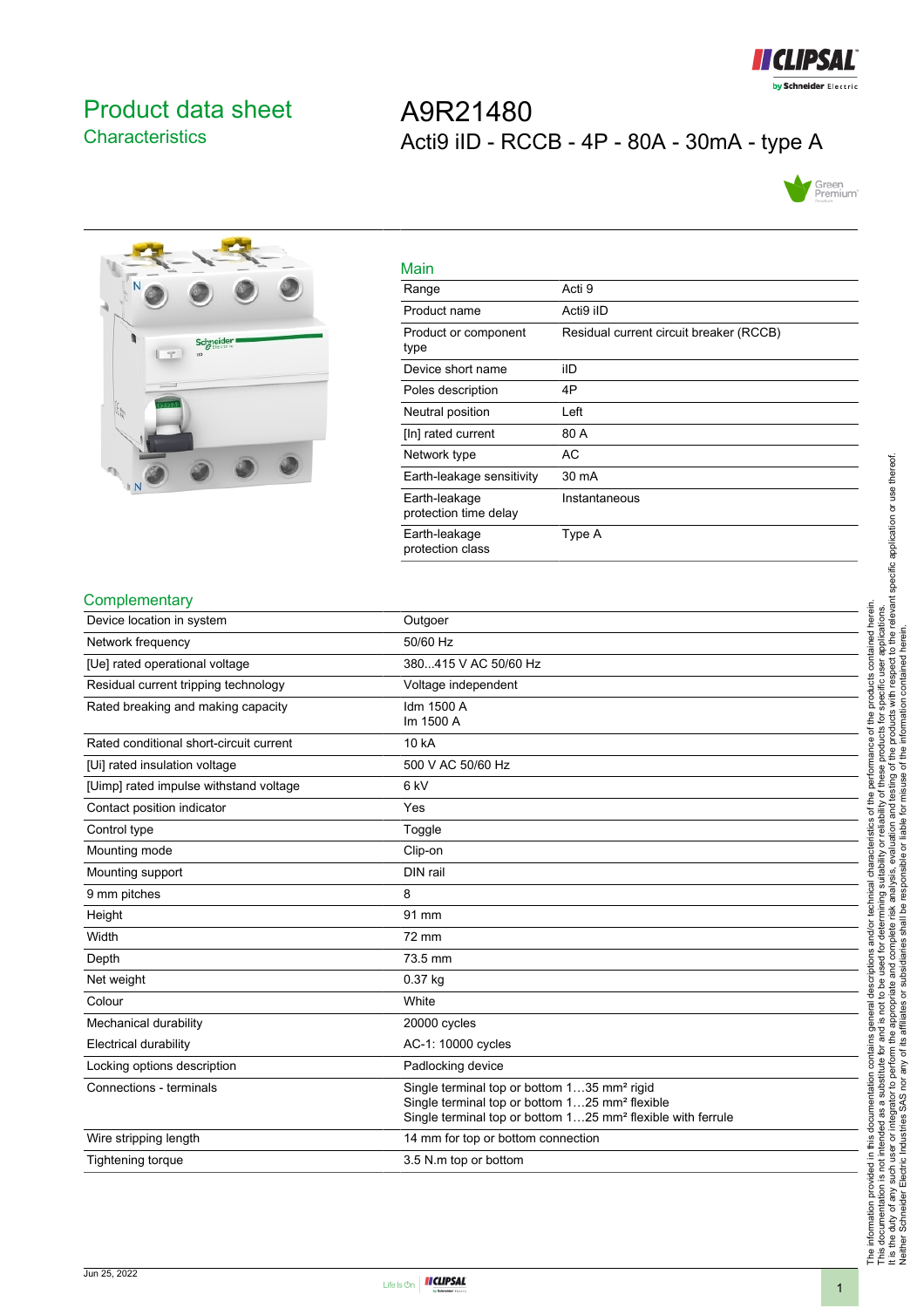# Product data sheet

## Characteristics

# A9R21480

Acti9 iID - RCCB - 4P - 80A - 30mA - type A

## Main

| | |
|---|---|
| Range | Acti 9 |
| Product name | Acti9 iID |
| Product or component type | Residual current circuit breaker (RCCB) |
| Device short name | iID |
| Poles description | 4P |
| Neutral position | Left |
| [In] rated current | 80 A |
| Network type | AC |
| Earth-leakage sensitivity | 30 mA |
| Earth-leakage protection time delay | Instantaneous |
| Earth-leakage protection class | Type A |

## Complementary

| | |
|---|---|
| Device location in system | Outgoer |
| Network frequency | 50/60 Hz |
| [Ue] rated operational voltage | 380...415 V AC 50/60 Hz |
| Residual current tripping technology | Voltage independent |
| Rated breaking and making capacity | Idm 1500 A<br>Im 1500 A |
| Rated conditional short-circuit current | 10 kA |
| [Ui] rated insulation voltage | 500 V AC 50/60 Hz |
| [Uimp] rated impulse withstand voltage | 6 kV |
| Contact position indicator | Yes |
| Control type | Toggle |
| Mounting mode | Clip-on |
| Mounting support | DIN rail |
| 9 mm pitches | 8 |
| Height | 91 mm |
| Width | 72 mm |
| Depth | 73.5 mm |
| Net weight | 0.37 kg |
| Colour | White |
| Mechanical durability | 20000 cycles |
| Electrical durability | AC-1: 10000 cycles |
| Locking options description | Padlocking device |
| Connections - terminals | Single terminal top or bottom 1…35 mm² rigid<br>Single terminal top or bottom 1…25 mm² flexible<br>Single terminal top or bottom 1…25 mm² flexible with ferrule |
| Wire stripping length | 14 mm for top or bottom connection |
| Tightening torque | 3.5 N.m top or bottom |

The information provided in this documentation contains general descriptions and/or technical characteristics of the performance of the products contained herein. This documentation is not intended as a substitute for and is not to be used for determining suitability or reliability of these products for specific user applications. It is the duty of any such user or integrator to perform the appropriate and complete risk analysis, evaluation and testing of the products with respect to the relevant specific application or use thereof. Neither Schneider Electric Industries SAS nor any of its affiliates or subsidiaries shall be responsible or liable for misuse of the information contained herein.

Jun 25, 2022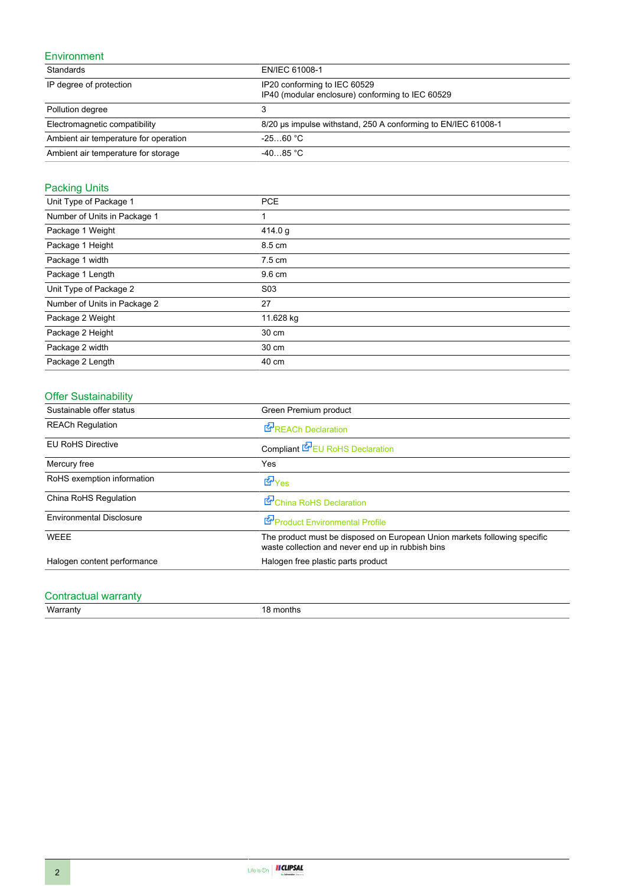## Environment

| | |
|---|---|
| Standards | EN/IEC 61008-1 |
| IP degree of protection | IP20 conforming to IEC 60529<br>IP40 (modular enclosure) conforming to IEC 60529 |
| Pollution degree | 3 |
| Electromagnetic compatibility | 8/20 µs impulse withstand, 250 A conforming to EN/IEC 61008-1 |
| Ambient air temperature for operation | -25…60 °C |
| Ambient air temperature for storage | -40…85 °C |

## Packing Units

| | |
|---|---|
| Unit Type of Package 1 | PCE |
| Number of Units in Package 1 | 1 |
| Package 1 Weight | 414.0 g |
| Package 1 Height | 8.5 cm |
| Package 1 width | 7.5 cm |
| Package 1 Length | 9.6 cm |
| Unit Type of Package 2 | S03 |
| Number of Units in Package 2 | 27 |
| Package 2 Weight | 11.628 kg |
| Package 2 Height | 30 cm |
| Package 2 width | 30 cm |
| Package 2 Length | 40 cm |

## Offer Sustainability

| | |
|---|---|
| Sustainable offer status | Green Premium product |
| REACh Regulation | REACh Declaration |
| EU RoHS Directive | Compliant EU RoHS Declaration |
| Mercury free | Yes |
| RoHS exemption information | Yes |
| China RoHS Regulation | China RoHS Declaration |
| Environmental Disclosure | Product Environmental Profile |
| WEEE | The product must be disposed on European Union markets following specific waste collection and never end up in rubbish bins |
| Halogen content performance | Halogen free plastic parts product |

## Contractual warranty

| | |
|---|---|
| Warranty | 18 months |